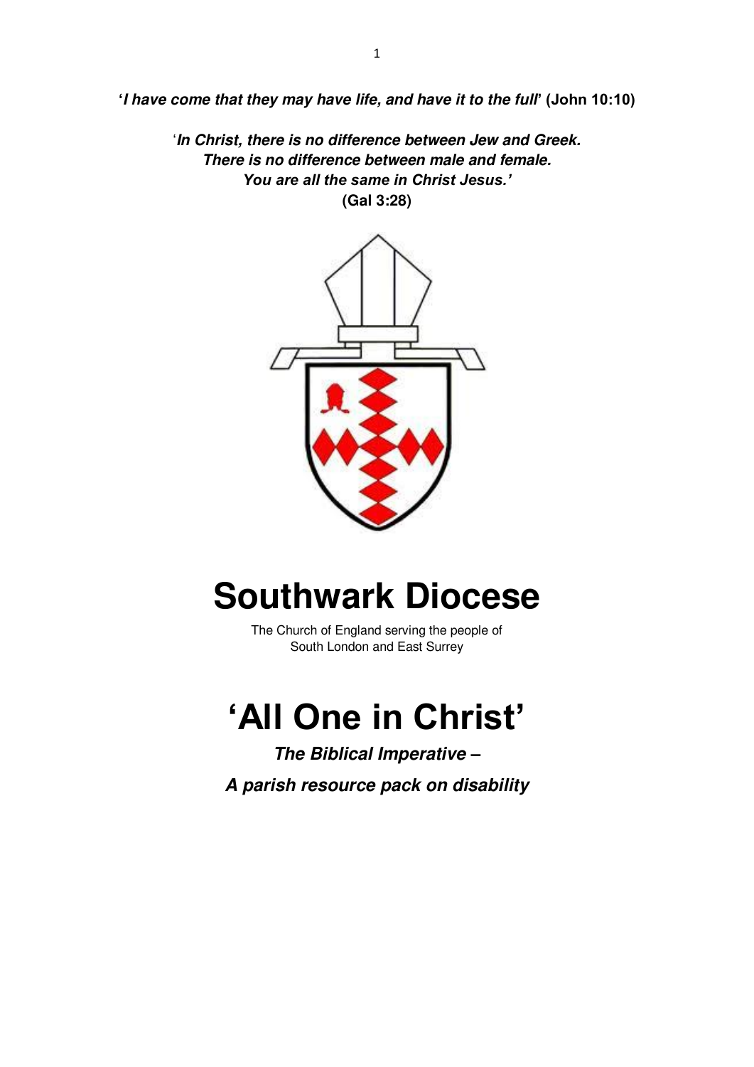**'*I have come that they may have life, and have it to the full*' (John 10:10)**

'***In Christ, there is no difference between Jew and Greek. There is no difference between male and female. You are all the same in Christ Jesus.'***
**(Gal 3:28)**

# Southwark Diocese

The Church of England serving the people of South London and East Surrey

# 'All One in Christ'

***The Biblical Imperative –***

***A parish resource pack on disability***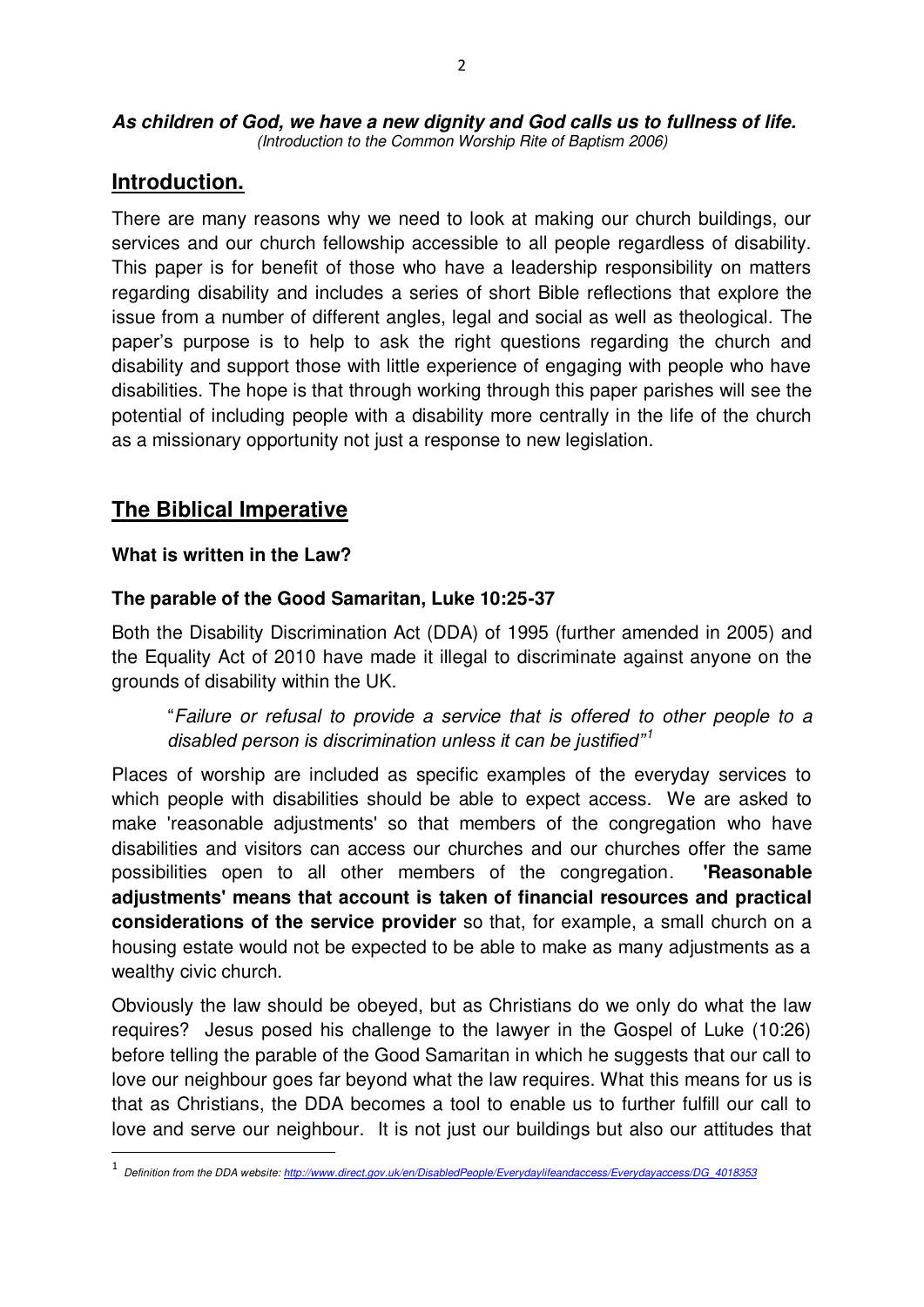***As children of God, we have a new dignity and God calls us to fullness of life.***
*(Introduction to the Common Worship Rite of Baptism 2006)*

## Introduction.

There are many reasons why we need to look at making our church buildings, our services and our church fellowship accessible to all people regardless of disability. This paper is for benefit of those who have a leadership responsibility on matters regarding disability and includes a series of short Bible reflections that explore the issue from a number of different angles, legal and social as well as theological. The paper's purpose is to help to ask the right questions regarding the church and disability and support those with little experience of engaging with people who have disabilities. The hope is that through working through this paper parishes will see the potential of including people with a disability more centrally in the life of the church as a missionary opportunity not just a response to new legislation.

## The Biblical Imperative

### What is written in the Law?

### The parable of the Good Samaritan, Luke 10:25-37

Both the Disability Discrimination Act (DDA) of 1995 (further amended in 2005) and the Equality Act of 2010 have made it illegal to discriminate against anyone on the grounds of disability within the UK.

> "*Failure or refusal to provide a service that is offered to other people to a disabled person is discrimination unless it can be justified"*[1]

Places of worship are included as specific examples of the everyday services to which people with disabilities should be able to expect access. We are asked to make 'reasonable adjustments' so that members of the congregation who have disabilities and visitors can access our churches and our churches offer the same possibilities open to all other members of the congregation. **'Reasonable adjustments' means that account is taken of financial resources and practical considerations of the service provider** so that, for example, a small church on a housing estate would not be expected to be able to make as many adjustments as a wealthy civic church.

Obviously the law should be obeyed, but as Christians do we only do what the law requires? Jesus posed his challenge to the lawyer in the Gospel of Luke (10:26) before telling the parable of the Good Samaritan in which he suggests that our call to love our neighbour goes far beyond what the law requires. What this means for us is that as Christians, the DDA becomes a tool to enable us to further fulfill our call to love and serve our neighbour. It is not just our buildings but also our attitudes that

---

[1] *Definition from the DDA website: http://www.direct.gov.uk/en/DisabledPeople/Everydaylifeandaccess/Everydayaccess/DG_4018353*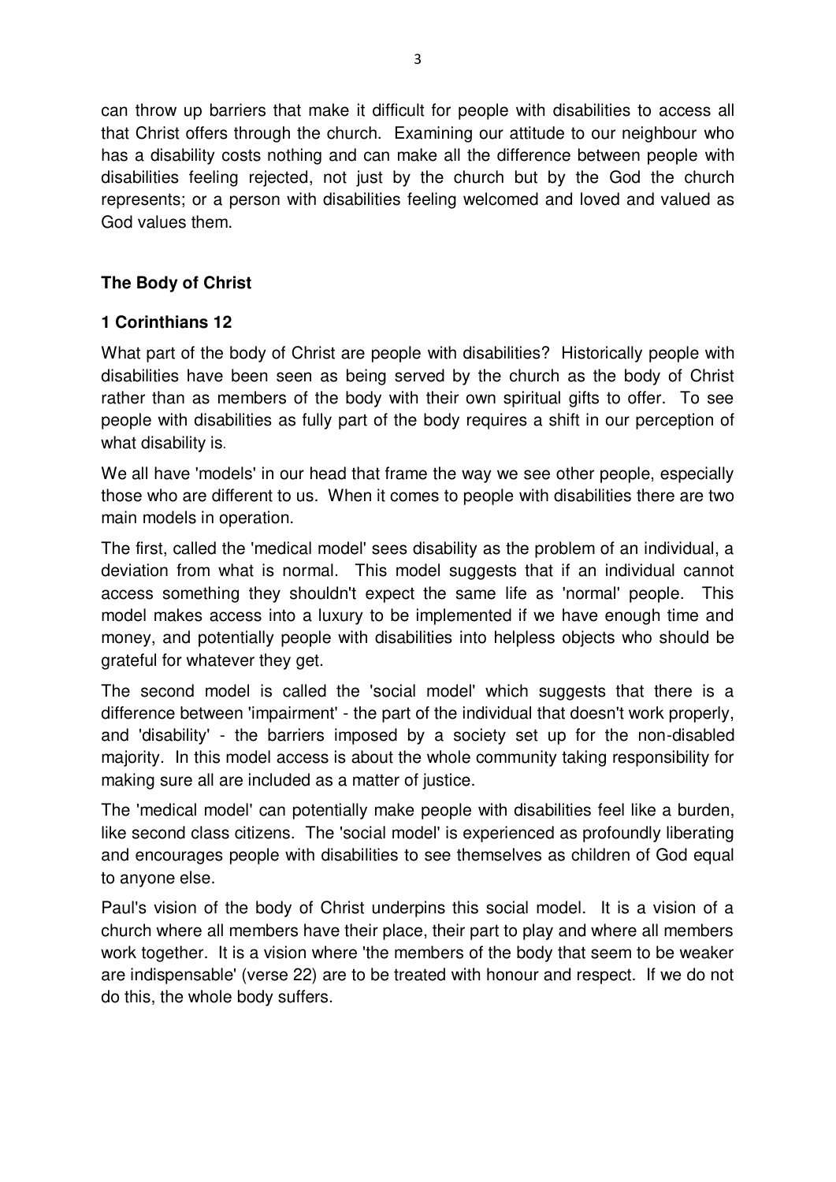can throw up barriers that make it difficult for people with disabilities to access all that Christ offers through the church. Examining our attitude to our neighbour who has a disability costs nothing and can make all the difference between people with disabilities feeling rejected, not just by the church but by the God the church represents; or a person with disabilities feeling welcomed and loved and valued as God values them.

**The Body of Christ**

**1 Corinthians 12**

What part of the body of Christ are people with disabilities? Historically people with disabilities have been seen as being served by the church as the body of Christ rather than as members of the body with their own spiritual gifts to offer. To see people with disabilities as fully part of the body requires a shift in our perception of what disability is.

We all have 'models' in our head that frame the way we see other people, especially those who are different to us. When it comes to people with disabilities there are two main models in operation.

The first, called the 'medical model' sees disability as the problem of an individual, a deviation from what is normal. This model suggests that if an individual cannot access something they shouldn't expect the same life as 'normal' people. This model makes access into a luxury to be implemented if we have enough time and money, and potentially people with disabilities into helpless objects who should be grateful for whatever they get.

The second model is called the 'social model' which suggests that there is a difference between 'impairment' - the part of the individual that doesn't work properly, and 'disability' - the barriers imposed by a society set up for the non-disabled majority. In this model access is about the whole community taking responsibility for making sure all are included as a matter of justice.

The 'medical model' can potentially make people with disabilities feel like a burden, like second class citizens. The 'social model' is experienced as profoundly liberating and encourages people with disabilities to see themselves as children of God equal to anyone else.

Paul's vision of the body of Christ underpins this social model. It is a vision of a church where all members have their place, their part to play and where all members work together. It is a vision where 'the members of the body that seem to be weaker are indispensable' (verse 22) are to be treated with honour and respect. If we do not do this, the whole body suffers.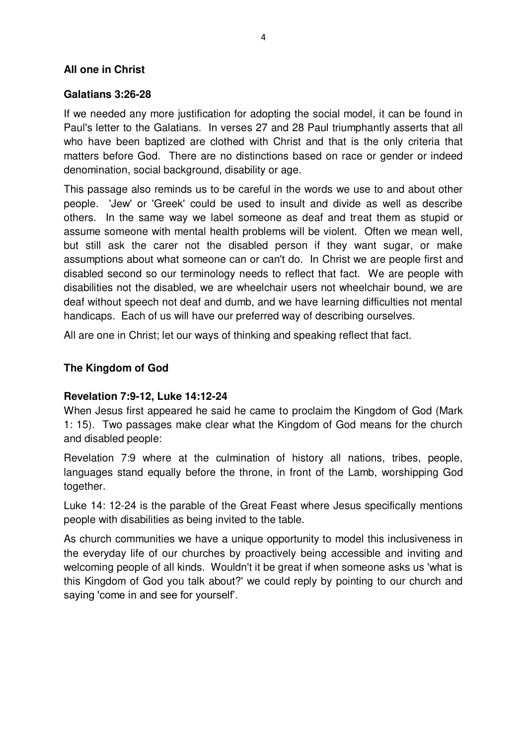**All one in Christ**

**Galatians 3:26-28**

If we needed any more justification for adopting the social model, it can be found in Paul's letter to the Galatians. In verses 27 and 28 Paul triumphantly asserts that all who have been baptized are clothed with Christ and that is the only criteria that matters before God. There are no distinctions based on race or gender or indeed denomination, social background, disability or age.

This passage also reminds us to be careful in the words we use to and about other people. 'Jew' or 'Greek' could be used to insult and divide as well as describe others. In the same way we label someone as deaf and treat them as stupid or assume someone with mental health problems will be violent. Often we mean well, but still ask the carer not the disabled person if they want sugar, or make assumptions about what someone can or can't do. In Christ we are people first and disabled second so our terminology needs to reflect that fact. We are people with disabilities not the disabled, we are wheelchair users not wheelchair bound, we are deaf without speech not deaf and dumb, and we have learning difficulties not mental handicaps. Each of us will have our preferred way of describing ourselves.

All are one in Christ; let our ways of thinking and speaking reflect that fact.

**The Kingdom of God**

**Revelation 7:9-12, Luke 14:12-24**

When Jesus first appeared he said he came to proclaim the Kingdom of God (Mark 1: 15). Two passages make clear what the Kingdom of God means for the church and disabled people:

Revelation 7:9 where at the culmination of history all nations, tribes, people, languages stand equally before the throne, in front of the Lamb, worshipping God together.

Luke 14: 12-24 is the parable of the Great Feast where Jesus specifically mentions people with disabilities as being invited to the table.

As church communities we have a unique opportunity to model this inclusiveness in the everyday life of our churches by proactively being accessible and inviting and welcoming people of all kinds. Wouldn't it be great if when someone asks us 'what is this Kingdom of God you talk about?' we could reply by pointing to our church and saying 'come in and see for yourself'.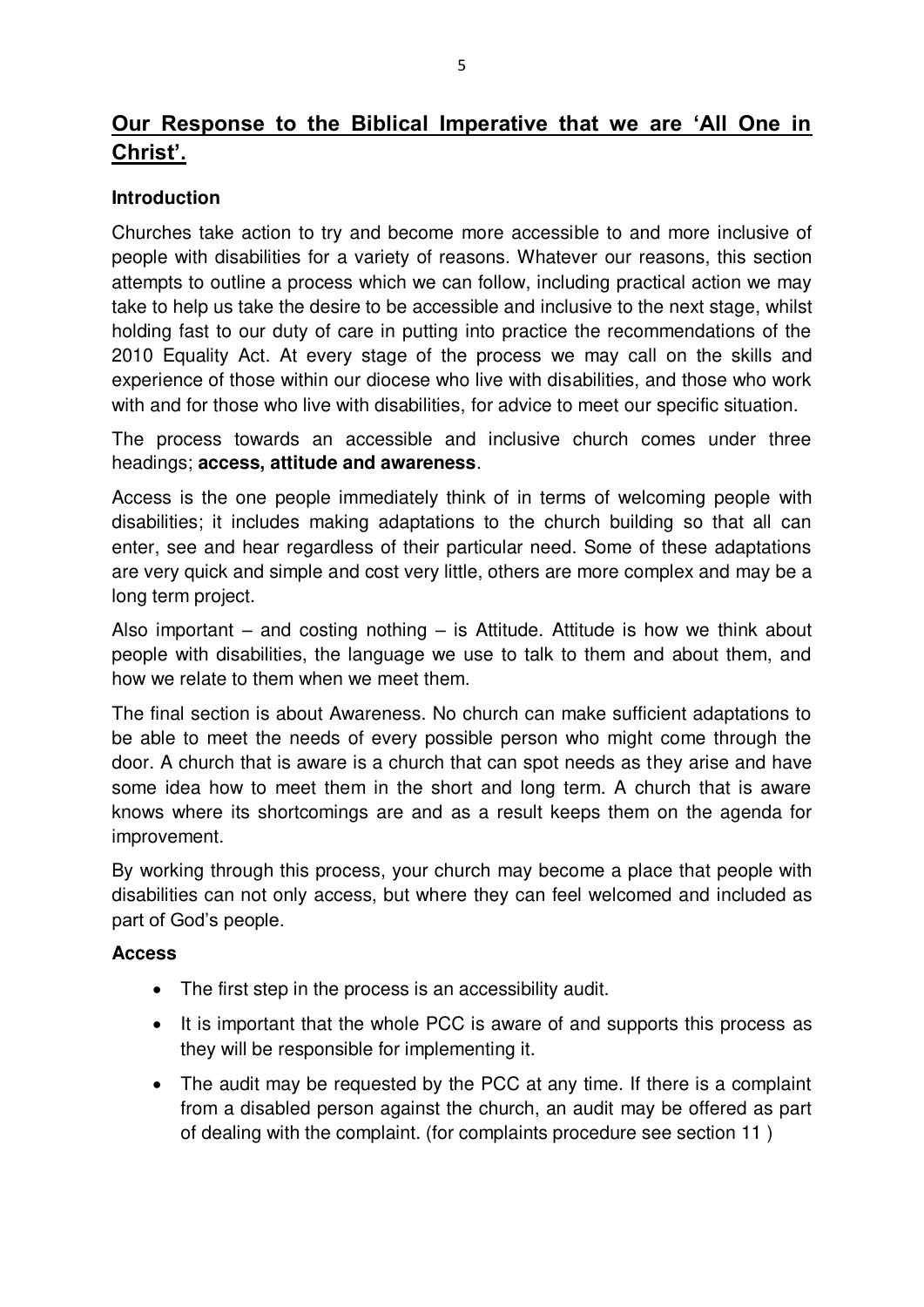## Our Response to the Biblical Imperative that we are 'All One in Christ'.

### Introduction

Churches take action to try and become more accessible to and more inclusive of people with disabilities for a variety of reasons. Whatever our reasons, this section attempts to outline a process which we can follow, including practical action we may take to help us take the desire to be accessible and inclusive to the next stage, whilst holding fast to our duty of care in putting into practice the recommendations of the 2010 Equality Act. At every stage of the process we may call on the skills and experience of those within our diocese who live with disabilities, and those who work with and for those who live with disabilities, for advice to meet our specific situation.

The process towards an accessible and inclusive church comes under three headings; **access, attitude and awareness**.

Access is the one people immediately think of in terms of welcoming people with disabilities; it includes making adaptations to the church building so that all can enter, see and hear regardless of their particular need. Some of these adaptations are very quick and simple and cost very little, others are more complex and may be a long term project.

Also important – and costing nothing – is Attitude. Attitude is how we think about people with disabilities, the language we use to talk to them and about them, and how we relate to them when we meet them.

The final section is about Awareness. No church can make sufficient adaptations to be able to meet the needs of every possible person who might come through the door. A church that is aware is a church that can spot needs as they arise and have some idea how to meet them in the short and long term. A church that is aware knows where its shortcomings are and as a result keeps them on the agenda for improvement.

By working through this process, your church may become a place that people with disabilities can not only access, but where they can feel welcomed and included as part of God's people.

### Access

- The first step in the process is an accessibility audit.
- It is important that the whole PCC is aware of and supports this process as they will be responsible for implementing it.
- The audit may be requested by the PCC at any time. If there is a complaint from a disabled person against the church, an audit may be offered as part of dealing with the complaint. (for complaints procedure see section 11 )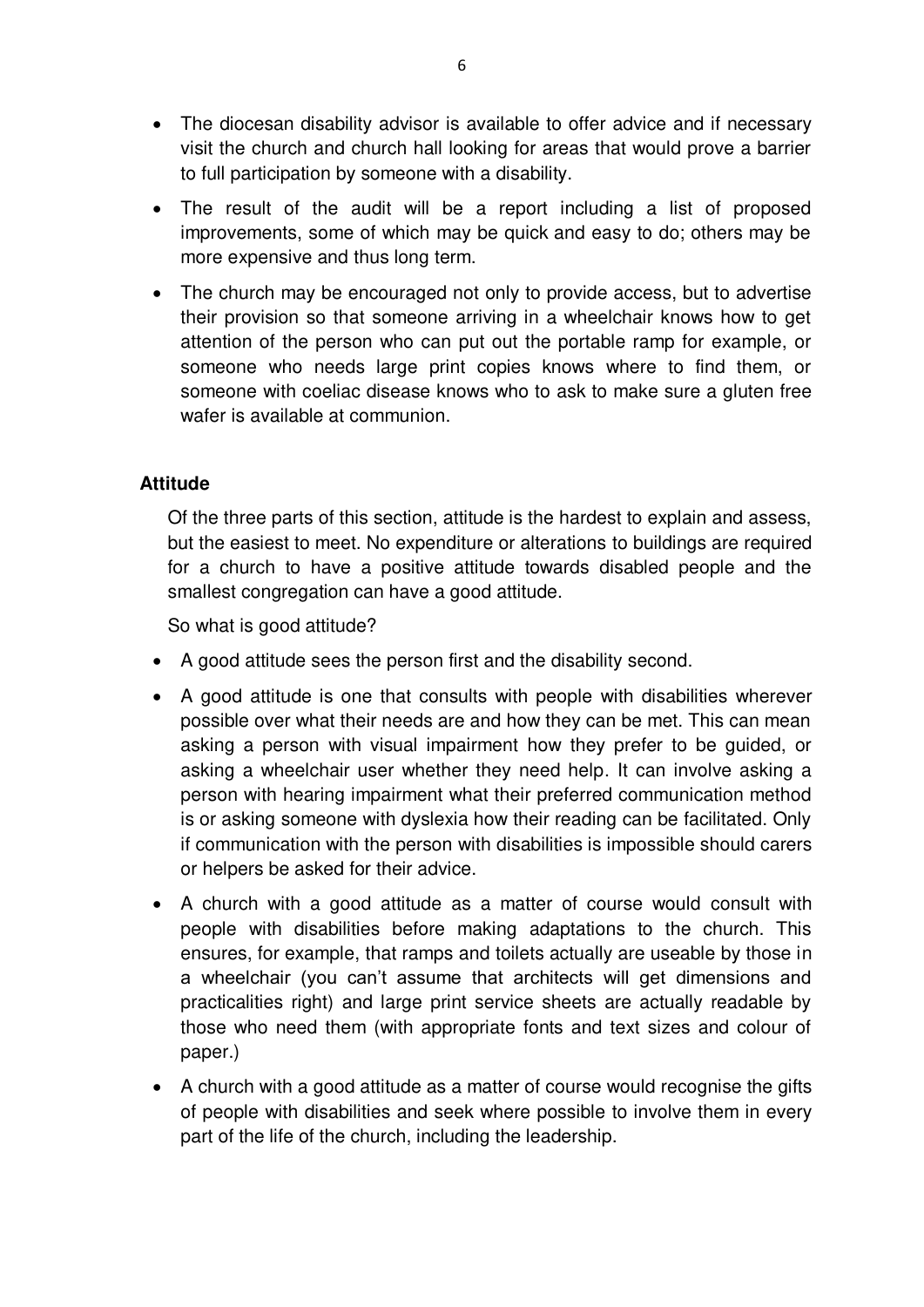- The diocesan disability advisor is available to offer advice and if necessary visit the church and church hall looking for areas that would prove a barrier to full participation by someone with a disability.
- The result of the audit will be a report including a list of proposed improvements, some of which may be quick and easy to do; others may be more expensive and thus long term.
- The church may be encouraged not only to provide access, but to advertise their provision so that someone arriving in a wheelchair knows how to get attention of the person who can put out the portable ramp for example, or someone who needs large print copies knows where to find them, or someone with coeliac disease knows who to ask to make sure a gluten free wafer is available at communion.

**Attitude**

Of the three parts of this section, attitude is the hardest to explain and assess, but the easiest to meet. No expenditure or alterations to buildings are required for a church to have a positive attitude towards disabled people and the smallest congregation can have a good attitude.

So what is good attitude?

- A good attitude sees the person first and the disability second.
- A good attitude is one that consults with people with disabilities wherever possible over what their needs are and how they can be met. This can mean asking a person with visual impairment how they prefer to be guided, or asking a wheelchair user whether they need help. It can involve asking a person with hearing impairment what their preferred communication method is or asking someone with dyslexia how their reading can be facilitated. Only if communication with the person with disabilities is impossible should carers or helpers be asked for their advice.
- A church with a good attitude as a matter of course would consult with people with disabilities before making adaptations to the church. This ensures, for example, that ramps and toilets actually are useable by those in a wheelchair (you can't assume that architects will get dimensions and practicalities right) and large print service sheets are actually readable by those who need them (with appropriate fonts and text sizes and colour of paper.)
- A church with a good attitude as a matter of course would recognise the gifts of people with disabilities and seek where possible to involve them in every part of the life of the church, including the leadership.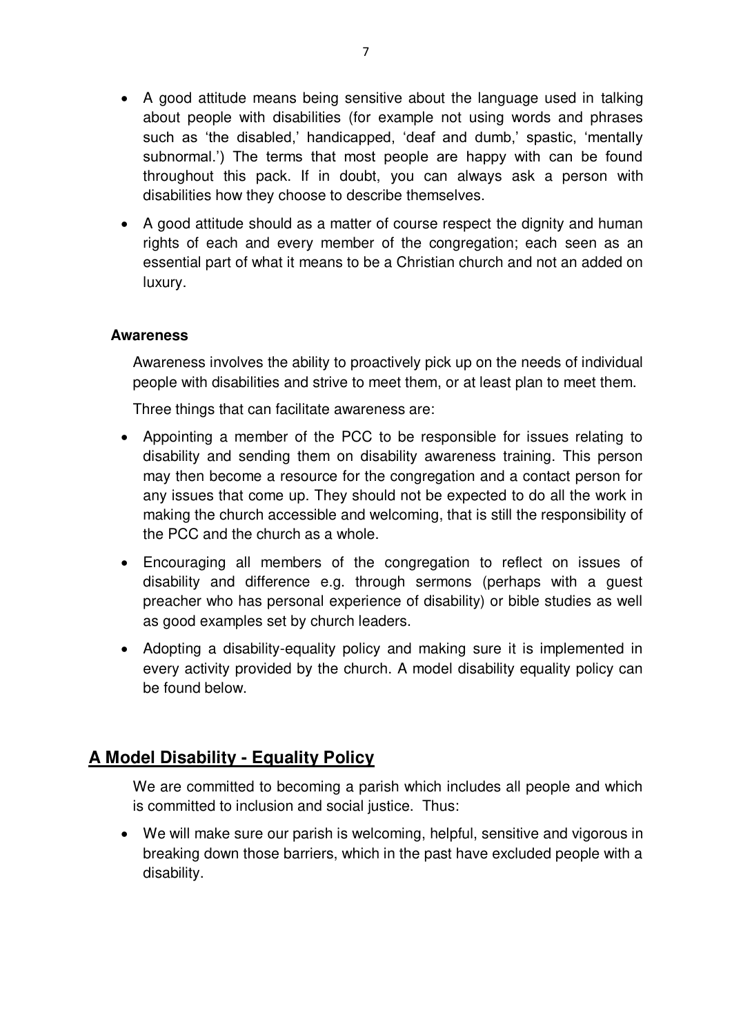- A good attitude means being sensitive about the language used in talking about people with disabilities (for example not using words and phrases such as 'the disabled,' handicapped, 'deaf and dumb,' spastic, 'mentally subnormal.') The terms that most people are happy with can be found throughout this pack. If in doubt, you can always ask a person with disabilities how they choose to describe themselves.
- A good attitude should as a matter of course respect the dignity and human rights of each and every member of the congregation; each seen as an essential part of what it means to be a Christian church and not an added on luxury.

### Awareness

Awareness involves the ability to proactively pick up on the needs of individual people with disabilities and strive to meet them, or at least plan to meet them.

Three things that can facilitate awareness are:

- Appointing a member of the PCC to be responsible for issues relating to disability and sending them on disability awareness training. This person may then become a resource for the congregation and a contact person for any issues that come up. They should not be expected to do all the work in making the church accessible and welcoming, that is still the responsibility of the PCC and the church as a whole.
- Encouraging all members of the congregation to reflect on issues of disability and difference e.g. through sermons (perhaps with a guest preacher who has personal experience of disability) or bible studies as well as good examples set by church leaders.
- Adopting a disability-equality policy and making sure it is implemented in every activity provided by the church. A model disability equality policy can be found below.

## A Model Disability - Equality Policy

We are committed to becoming a parish which includes all people and which is committed to inclusion and social justice. Thus:

- We will make sure our parish is welcoming, helpful, sensitive and vigorous in breaking down those barriers, which in the past have excluded people with a disability.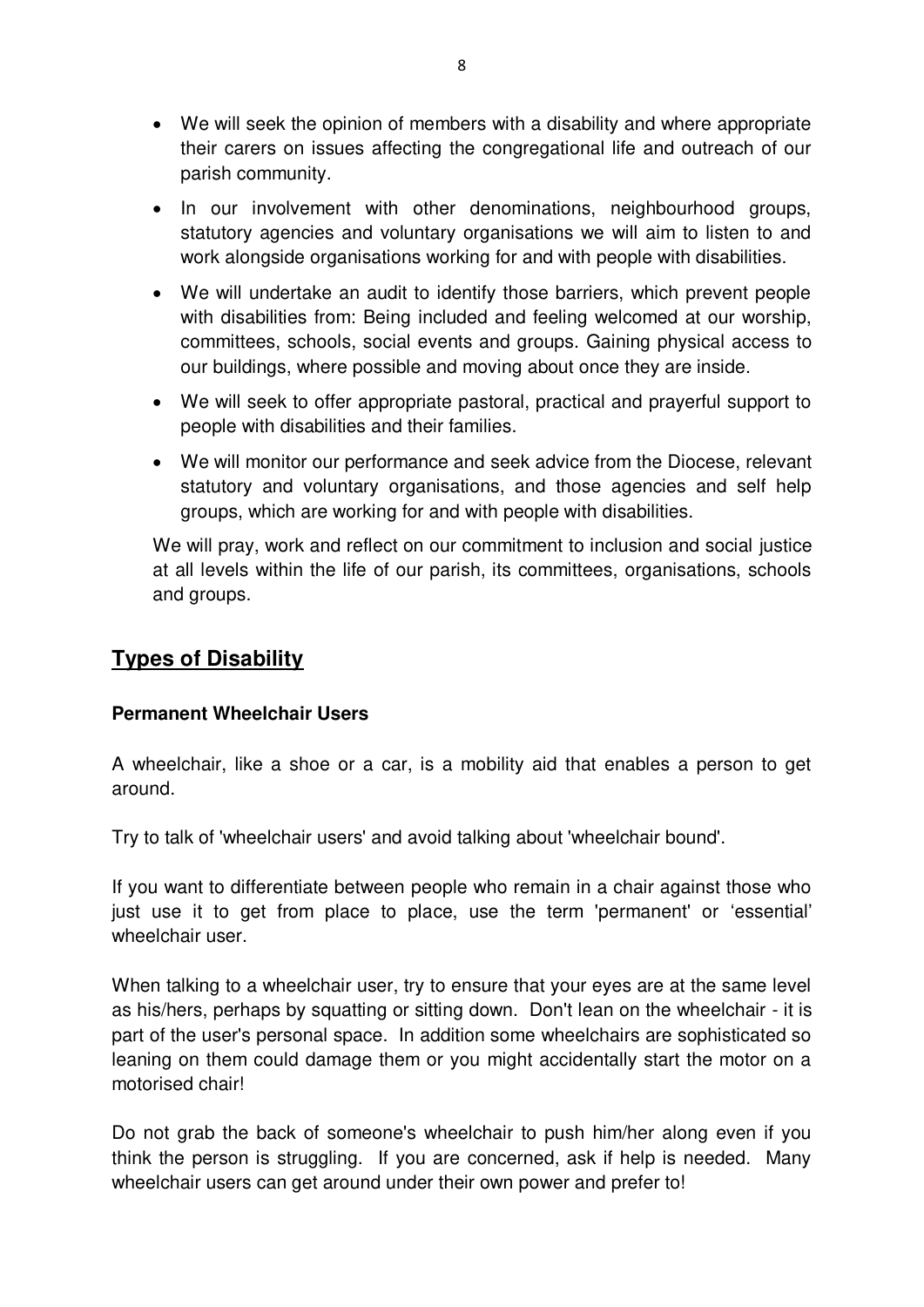- We will seek the opinion of members with a disability and where appropriate their carers on issues affecting the congregational life and outreach of our parish community.
- In our involvement with other denominations, neighbourhood groups, statutory agencies and voluntary organisations we will aim to listen to and work alongside organisations working for and with people with disabilities.
- We will undertake an audit to identify those barriers, which prevent people with disabilities from: Being included and feeling welcomed at our worship, committees, schools, social events and groups. Gaining physical access to our buildings, where possible and moving about once they are inside.
- We will seek to offer appropriate pastoral, practical and prayerful support to people with disabilities and their families.
- We will monitor our performance and seek advice from the Diocese, relevant statutory and voluntary organisations, and those agencies and self help groups, which are working for and with people with disabilities.

We will pray, work and reflect on our commitment to inclusion and social justice at all levels within the life of our parish, its committees, organisations, schools and groups.

## Types of Disability

### Permanent Wheelchair Users

A wheelchair, like a shoe or a car, is a mobility aid that enables a person to get around.

Try to talk of 'wheelchair users' and avoid talking about 'wheelchair bound'.

If you want to differentiate between people who remain in a chair against those who just use it to get from place to place, use the term 'permanent' or 'essential' wheelchair user.

When talking to a wheelchair user, try to ensure that your eyes are at the same level as his/hers, perhaps by squatting or sitting down. Don't lean on the wheelchair - it is part of the user's personal space. In addition some wheelchairs are sophisticated so leaning on them could damage them or you might accidentally start the motor on a motorised chair!

Do not grab the back of someone's wheelchair to push him/her along even if you think the person is struggling. If you are concerned, ask if help is needed. Many wheelchair users can get around under their own power and prefer to!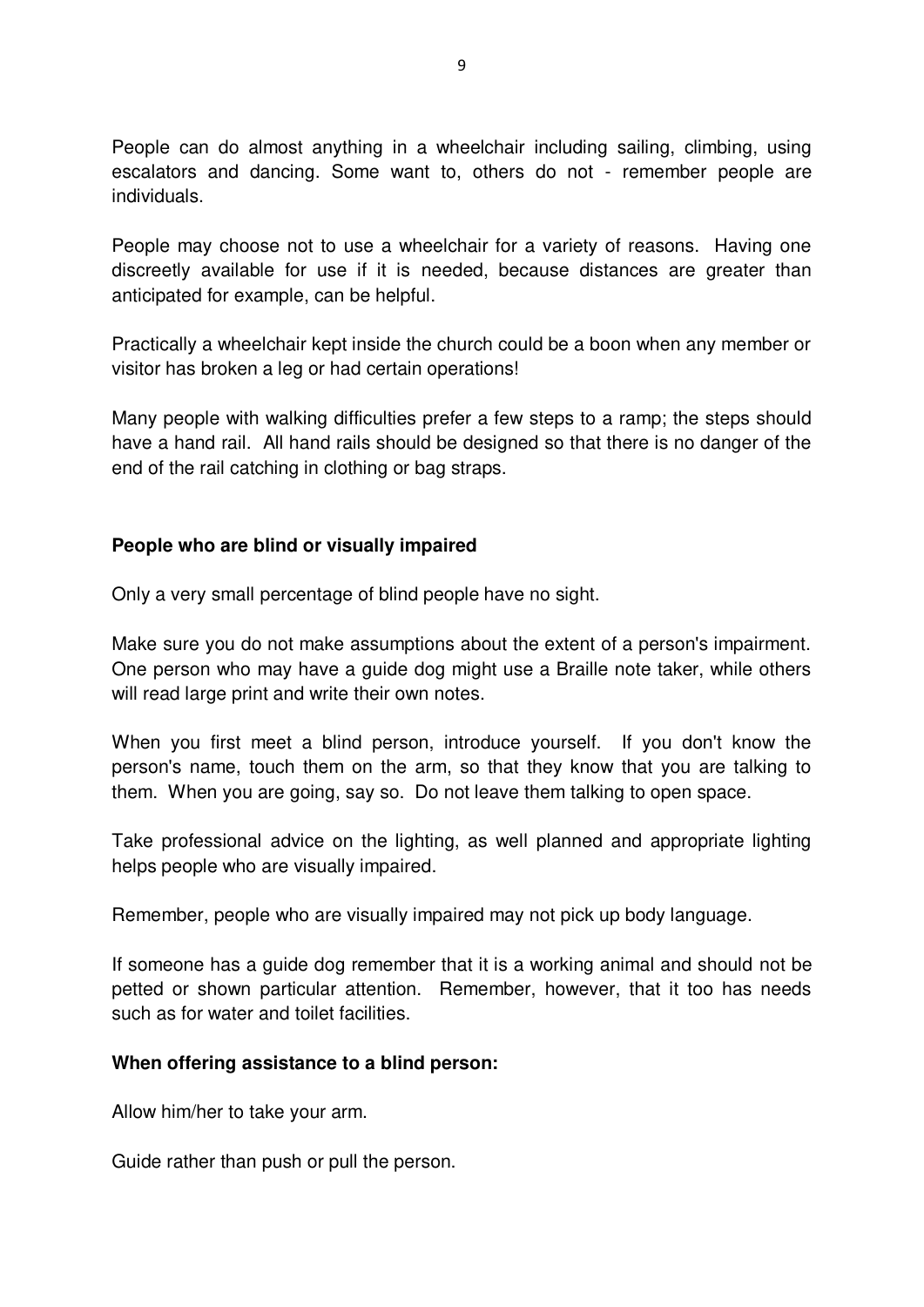People can do almost anything in a wheelchair including sailing, climbing, using escalators and dancing. Some want to, others do not - remember people are individuals.

People may choose not to use a wheelchair for a variety of reasons. Having one discreetly available for use if it is needed, because distances are greater than anticipated for example, can be helpful.

Practically a wheelchair kept inside the church could be a boon when any member or visitor has broken a leg or had certain operations!

Many people with walking difficulties prefer a few steps to a ramp; the steps should have a hand rail. All hand rails should be designed so that there is no danger of the end of the rail catching in clothing or bag straps.

**People who are blind or visually impaired**

Only a very small percentage of blind people have no sight.

Make sure you do not make assumptions about the extent of a person's impairment. One person who may have a guide dog might use a Braille note taker, while others will read large print and write their own notes.

When you first meet a blind person, introduce yourself. If you don't know the person's name, touch them on the arm, so that they know that you are talking to them. When you are going, say so. Do not leave them talking to open space.

Take professional advice on the lighting, as well planned and appropriate lighting helps people who are visually impaired.

Remember, people who are visually impaired may not pick up body language.

If someone has a guide dog remember that it is a working animal and should not be petted or shown particular attention. Remember, however, that it too has needs such as for water and toilet facilities.

**When offering assistance to a blind person:**

Allow him/her to take your arm.

Guide rather than push or pull the person.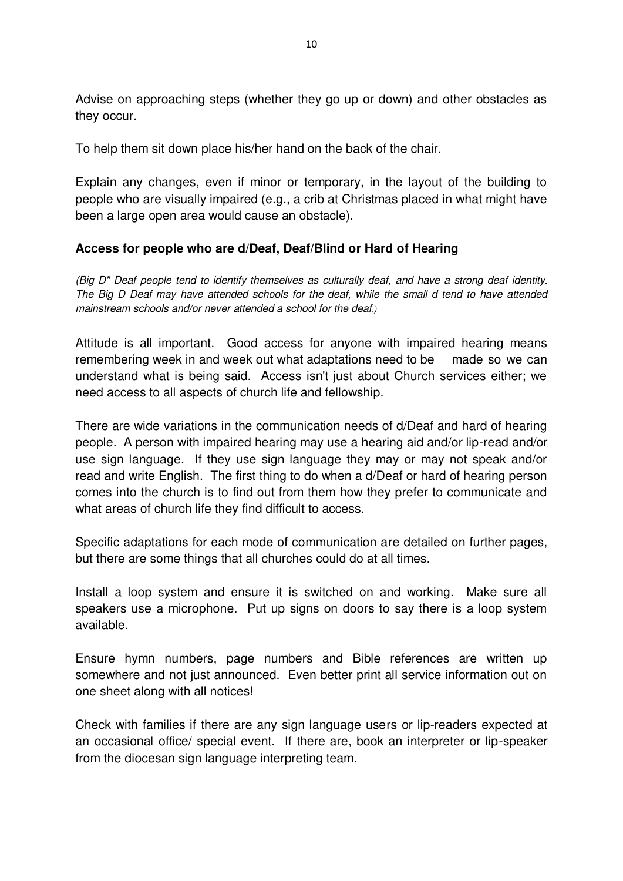Advise on approaching steps (whether they go up or down) and other obstacles as they occur.

To help them sit down place his/her hand on the back of the chair.

Explain any changes, even if minor or temporary, in the layout of the building to people who are visually impaired (e.g., a crib at Christmas placed in what might have been a large open area would cause an obstacle).

**Access for people who are d/Deaf, Deaf/Blind or Hard of Hearing**

*(Big D" Deaf people tend to identify themselves as culturally deaf, and have a strong deaf identity. The Big D Deaf may have attended schools for the deaf, while the small d tend to have attended mainstream schools and/or never attended a school for the deaf.)*

Attitude is all important. Good access for anyone with impaired hearing means remembering week in and week out what adaptations need to be made so we can understand what is being said. Access isn't just about Church services either; we need access to all aspects of church life and fellowship.

There are wide variations in the communication needs of d/Deaf and hard of hearing people. A person with impaired hearing may use a hearing aid and/or lip-read and/or use sign language. If they use sign language they may or may not speak and/or read and write English. The first thing to do when a d/Deaf or hard of hearing person comes into the church is to find out from them how they prefer to communicate and what areas of church life they find difficult to access.

Specific adaptations for each mode of communication are detailed on further pages, but there are some things that all churches could do at all times.

Install a loop system and ensure it is switched on and working. Make sure all speakers use a microphone. Put up signs on doors to say there is a loop system available.

Ensure hymn numbers, page numbers and Bible references are written up somewhere and not just announced. Even better print all service information out on one sheet along with all notices!

Check with families if there are any sign language users or lip-readers expected at an occasional office/ special event. If there are, book an interpreter or lip-speaker from the diocesan sign language interpreting team.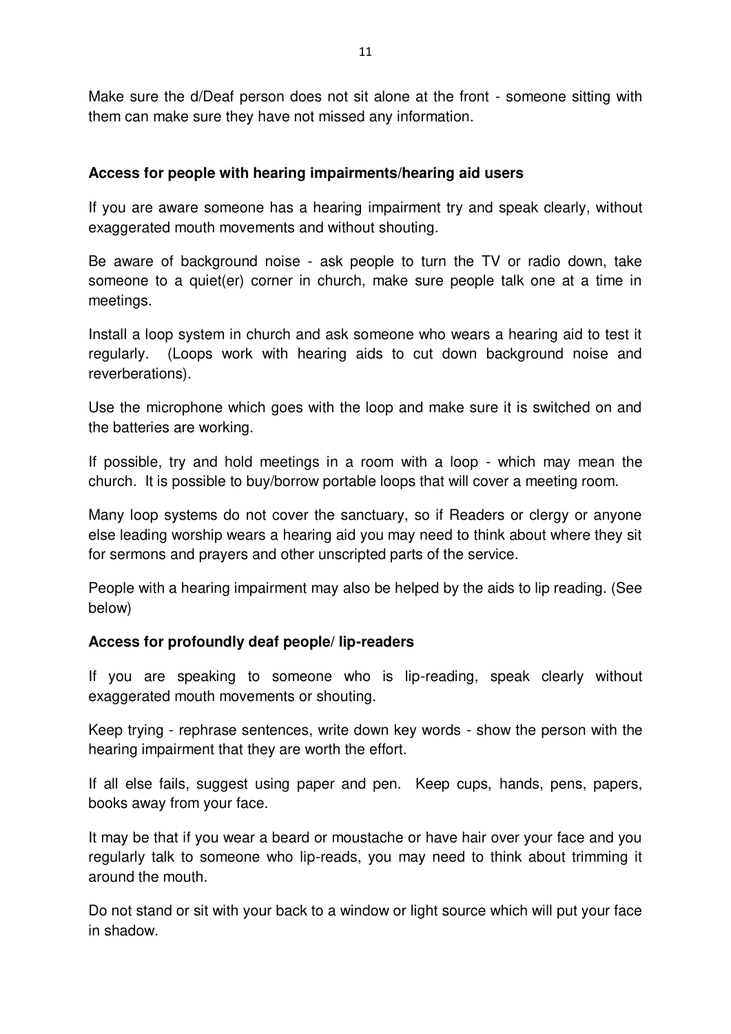Make sure the d/Deaf person does not sit alone at the front - someone sitting with them can make sure they have not missed any information.

**Access for people with hearing impairments/hearing aid users**

If you are aware someone has a hearing impairment try and speak clearly, without exaggerated mouth movements and without shouting.

Be aware of background noise - ask people to turn the TV or radio down, take someone to a quiet(er) corner in church, make sure people talk one at a time in meetings.

Install a loop system in church and ask someone who wears a hearing aid to test it regularly. (Loops work with hearing aids to cut down background noise and reverberations).

Use the microphone which goes with the loop and make sure it is switched on and the batteries are working.

If possible, try and hold meetings in a room with a loop - which may mean the church. It is possible to buy/borrow portable loops that will cover a meeting room.

Many loop systems do not cover the sanctuary, so if Readers or clergy or anyone else leading worship wears a hearing aid you may need to think about where they sit for sermons and prayers and other unscripted parts of the service.

People with a hearing impairment may also be helped by the aids to lip reading. (See below)

**Access for profoundly deaf people/ lip-readers**

If you are speaking to someone who is lip-reading, speak clearly without exaggerated mouth movements or shouting.

Keep trying - rephrase sentences, write down key words - show the person with the hearing impairment that they are worth the effort.

If all else fails, suggest using paper and pen. Keep cups, hands, pens, papers, books away from your face.

It may be that if you wear a beard or moustache or have hair over your face and you regularly talk to someone who lip-reads, you may need to think about trimming it around the mouth.

Do not stand or sit with your back to a window or light source which will put your face in shadow.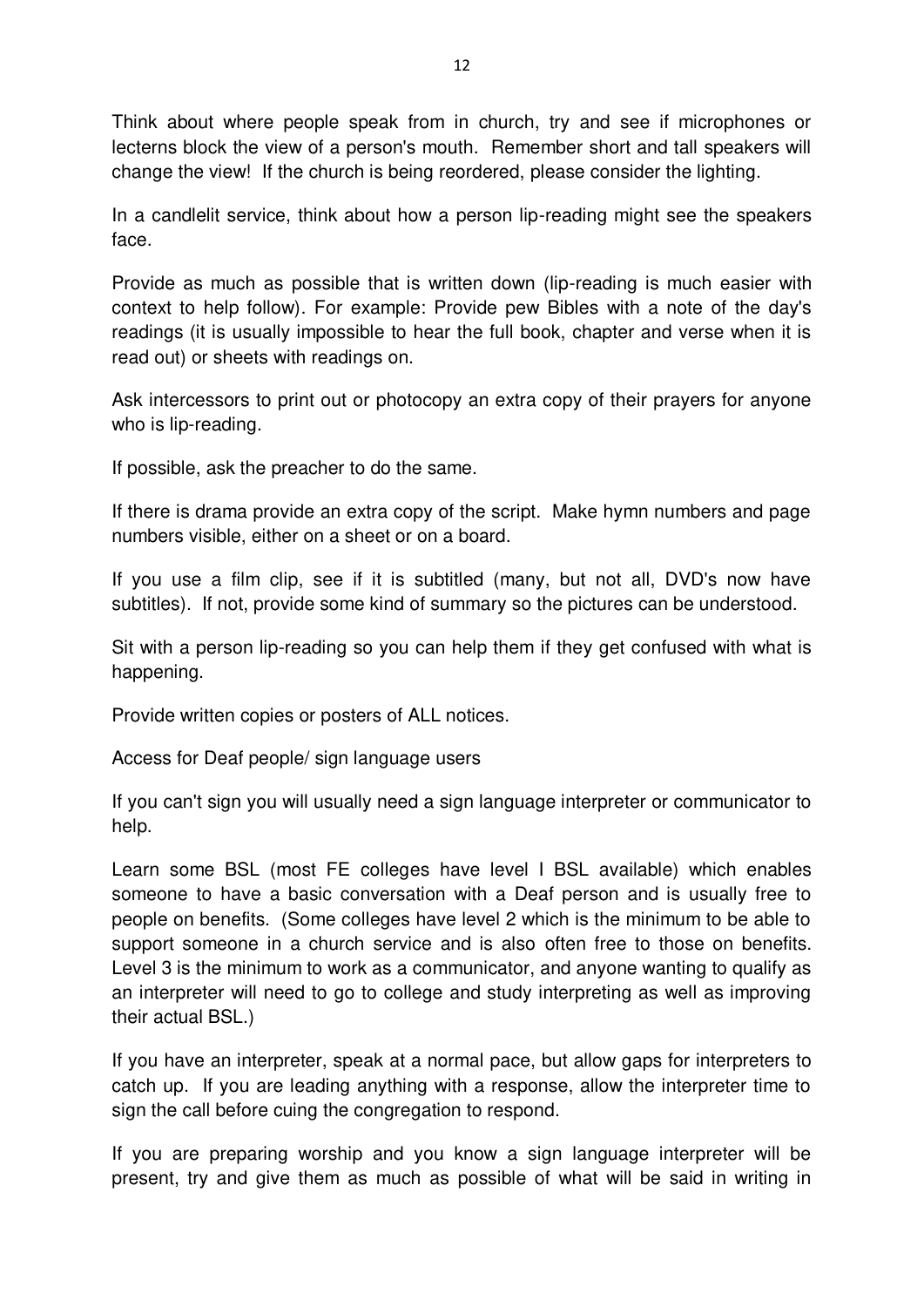Think about where people speak from in church, try and see if microphones or lecterns block the view of a person's mouth. Remember short and tall speakers will change the view! If the church is being reordered, please consider the lighting.

In a candlelit service, think about how a person lip-reading might see the speakers face.

Provide as much as possible that is written down (lip-reading is much easier with context to help follow). For example: Provide pew Bibles with a note of the day's readings (it is usually impossible to hear the full book, chapter and verse when it is read out) or sheets with readings on.

Ask intercessors to print out or photocopy an extra copy of their prayers for anyone who is lip-reading.

If possible, ask the preacher to do the same.

If there is drama provide an extra copy of the script. Make hymn numbers and page numbers visible, either on a sheet or on a board.

If you use a film clip, see if it is subtitled (many, but not all, DVD's now have subtitles). If not, provide some kind of summary so the pictures can be understood.

Sit with a person lip-reading so you can help them if they get confused with what is happening.

Provide written copies or posters of ALL notices.

Access for Deaf people/ sign language users

If you can't sign you will usually need a sign language interpreter or communicator to help.

Learn some BSL (most FE colleges have level I BSL available) which enables someone to have a basic conversation with a Deaf person and is usually free to people on benefits. (Some colleges have level 2 which is the minimum to be able to support someone in a church service and is also often free to those on benefits. Level 3 is the minimum to work as a communicator, and anyone wanting to qualify as an interpreter will need to go to college and study interpreting as well as improving their actual BSL.)

If you have an interpreter, speak at a normal pace, but allow gaps for interpreters to catch up. If you are leading anything with a response, allow the interpreter time to sign the call before cuing the congregation to respond.

If you are preparing worship and you know a sign language interpreter will be present, try and give them as much as possible of what will be said in writing in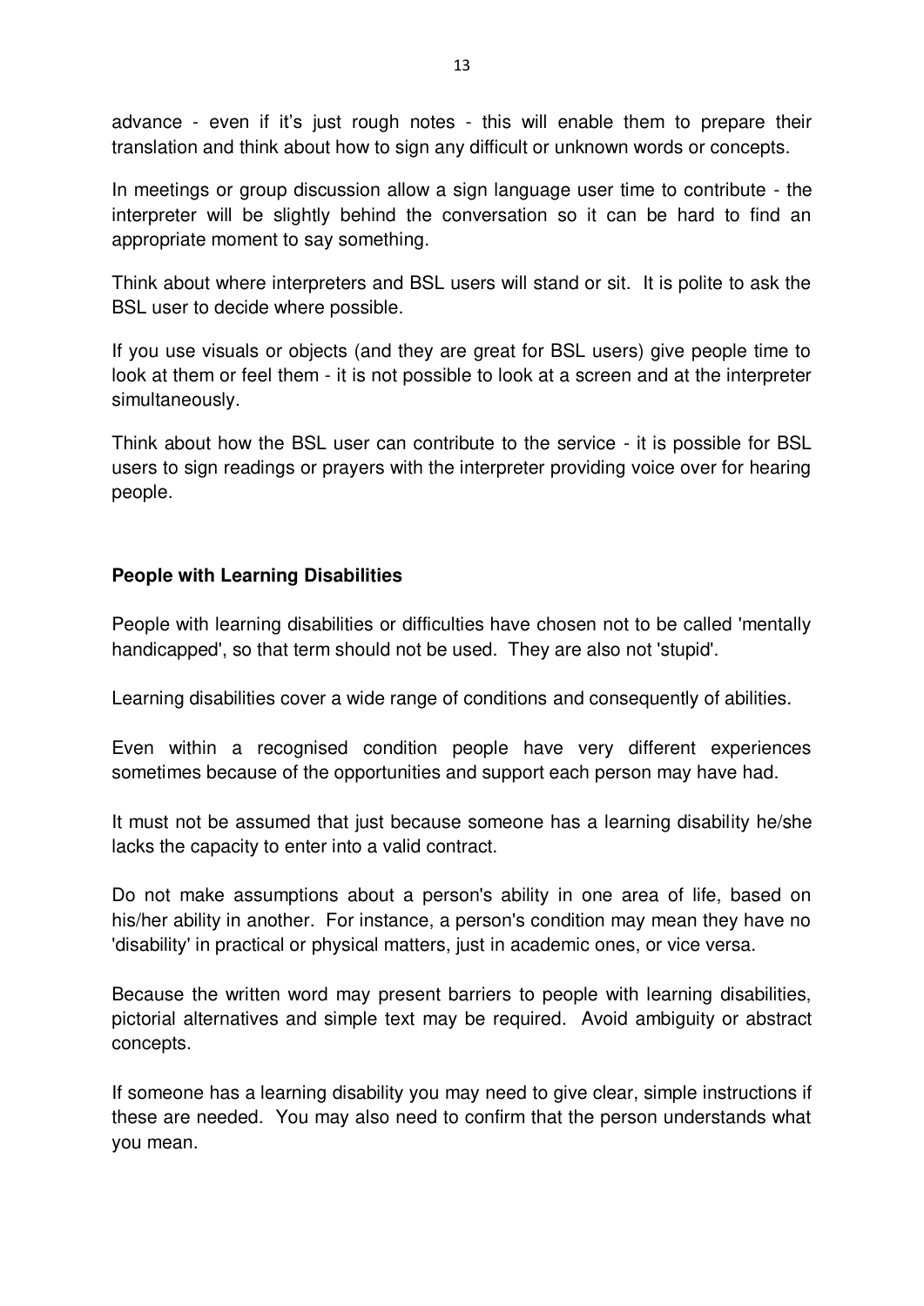advance - even if it's just rough notes - this will enable them to prepare their translation and think about how to sign any difficult or unknown words or concepts.

In meetings or group discussion allow a sign language user time to contribute - the interpreter will be slightly behind the conversation so it can be hard to find an appropriate moment to say something.

Think about where interpreters and BSL users will stand or sit. It is polite to ask the BSL user to decide where possible.

If you use visuals or objects (and they are great for BSL users) give people time to look at them or feel them - it is not possible to look at a screen and at the interpreter simultaneously.

Think about how the BSL user can contribute to the service - it is possible for BSL users to sign readings or prayers with the interpreter providing voice over for hearing people.

**People with Learning Disabilities**

People with learning disabilities or difficulties have chosen not to be called 'mentally handicapped', so that term should not be used. They are also not 'stupid'.

Learning disabilities cover a wide range of conditions and consequently of abilities.

Even within a recognised condition people have very different experiences sometimes because of the opportunities and support each person may have had.

It must not be assumed that just because someone has a learning disability he/she lacks the capacity to enter into a valid contract.

Do not make assumptions about a person's ability in one area of life, based on his/her ability in another. For instance, a person's condition may mean they have no 'disability' in practical or physical matters, just in academic ones, or vice versa.

Because the written word may present barriers to people with learning disabilities, pictorial alternatives and simple text may be required. Avoid ambiguity or abstract concepts.

If someone has a learning disability you may need to give clear, simple instructions if these are needed. You may also need to confirm that the person understands what you mean.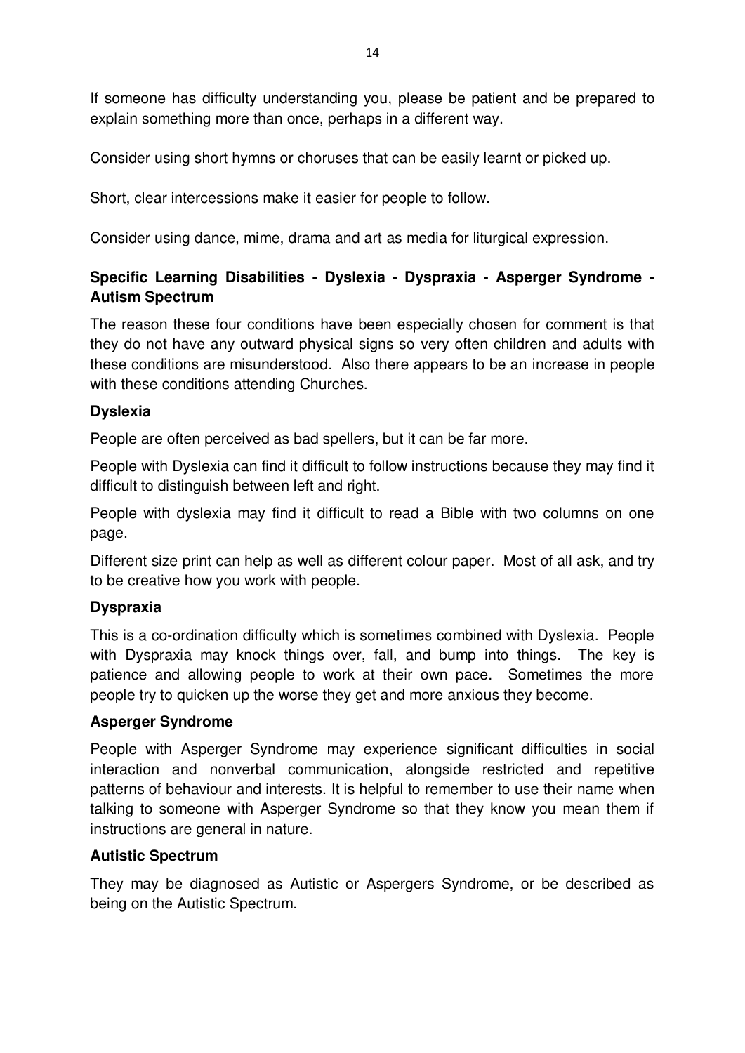If someone has difficulty understanding you, please be patient and be prepared to explain something more than once, perhaps in a different way.

Consider using short hymns or choruses that can be easily learnt or picked up.

Short, clear intercessions make it easier for people to follow.

Consider using dance, mime, drama and art as media for liturgical expression.

### Specific Learning Disabilities - Dyslexia - Dyspraxia - Asperger Syndrome - Autism Spectrum

The reason these four conditions have been especially chosen for comment is that they do not have any outward physical signs so very often children and adults with these conditions are misunderstood. Also there appears to be an increase in people with these conditions attending Churches.

### Dyslexia

People are often perceived as bad spellers, but it can be far more.

People with Dyslexia can find it difficult to follow instructions because they may find it difficult to distinguish between left and right.

People with dyslexia may find it difficult to read a Bible with two columns on one page.

Different size print can help as well as different colour paper. Most of all ask, and try to be creative how you work with people.

### Dyspraxia

This is a co-ordination difficulty which is sometimes combined with Dyslexia. People with Dyspraxia may knock things over, fall, and bump into things. The key is patience and allowing people to work at their own pace. Sometimes the more people try to quicken up the worse they get and more anxious they become.

### Asperger Syndrome

People with Asperger Syndrome may experience significant difficulties in social interaction and nonverbal communication, alongside restricted and repetitive patterns of behaviour and interests. It is helpful to remember to use their name when talking to someone with Asperger Syndrome so that they know you mean them if instructions are general in nature.

### Autistic Spectrum

They may be diagnosed as Autistic or Aspergers Syndrome, or be described as being on the Autistic Spectrum.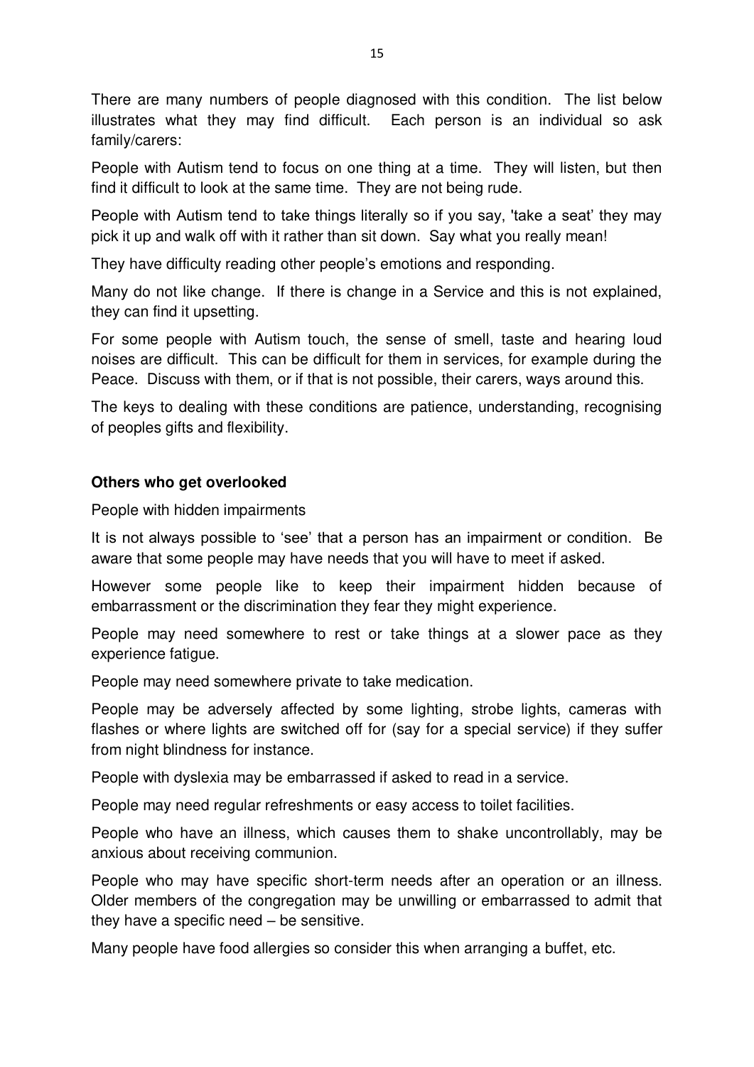There are many numbers of people diagnosed with this condition. The list below illustrates what they may find difficult. Each person is an individual so ask family/carers:

People with Autism tend to focus on one thing at a time. They will listen, but then find it difficult to look at the same time. They are not being rude.

People with Autism tend to take things literally so if you say, 'take a seat' they may pick it up and walk off with it rather than sit down. Say what you really mean!

They have difficulty reading other people's emotions and responding.

Many do not like change. If there is change in a Service and this is not explained, they can find it upsetting.

For some people with Autism touch, the sense of smell, taste and hearing loud noises are difficult. This can be difficult for them in services, for example during the Peace. Discuss with them, or if that is not possible, their carers, ways around this.

The keys to dealing with these conditions are patience, understanding, recognising of peoples gifts and flexibility.

**Others who get overlooked**

People with hidden impairments

It is not always possible to 'see' that a person has an impairment or condition. Be aware that some people may have needs that you will have to meet if asked.

However some people like to keep their impairment hidden because of embarrassment or the discrimination they fear they might experience.

People may need somewhere to rest or take things at a slower pace as they experience fatigue.

People may need somewhere private to take medication.

People may be adversely affected by some lighting, strobe lights, cameras with flashes or where lights are switched off for (say for a special service) if they suffer from night blindness for instance.

People with dyslexia may be embarrassed if asked to read in a service.

People may need regular refreshments or easy access to toilet facilities.

People who have an illness, which causes them to shake uncontrollably, may be anxious about receiving communion.

People who may have specific short-term needs after an operation or an illness. Older members of the congregation may be unwilling or embarrassed to admit that they have a specific need – be sensitive.

Many people have food allergies so consider this when arranging a buffet, etc.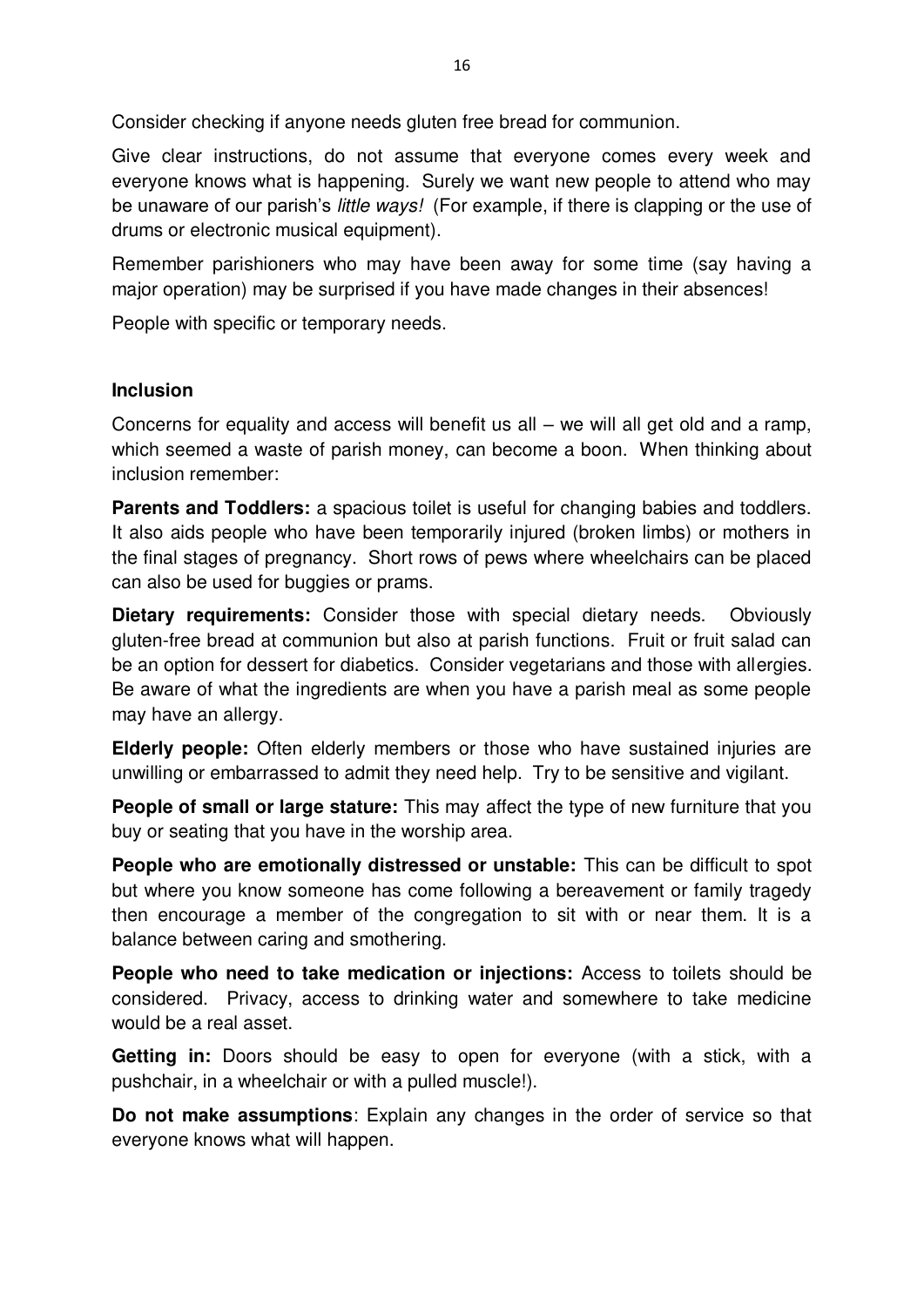Consider checking if anyone needs gluten free bread for communion.

Give clear instructions, do not assume that everyone comes every week and everyone knows what is happening. Surely we want new people to attend who may be unaware of our parish's *little ways!* (For example, if there is clapping or the use of drums or electronic musical equipment).

Remember parishioners who may have been away for some time (say having a major operation) may be surprised if you have made changes in their absences!

People with specific or temporary needs.

### Inclusion

Concerns for equality and access will benefit us all – we will all get old and a ramp, which seemed a waste of parish money, can become a boon. When thinking about inclusion remember:

**Parents and Toddlers:** a spacious toilet is useful for changing babies and toddlers. It also aids people who have been temporarily injured (broken limbs) or mothers in the final stages of pregnancy. Short rows of pews where wheelchairs can be placed can also be used for buggies or prams.

**Dietary requirements:** Consider those with special dietary needs. Obviously gluten-free bread at communion but also at parish functions. Fruit or fruit salad can be an option for dessert for diabetics. Consider vegetarians and those with allergies. Be aware of what the ingredients are when you have a parish meal as some people may have an allergy.

**Elderly people:** Often elderly members or those who have sustained injuries are unwilling or embarrassed to admit they need help. Try to be sensitive and vigilant.

**People of small or large stature:** This may affect the type of new furniture that you buy or seating that you have in the worship area.

**People who are emotionally distressed or unstable:** This can be difficult to spot but where you know someone has come following a bereavement or family tragedy then encourage a member of the congregation to sit with or near them. It is a balance between caring and smothering.

**People who need to take medication or injections:** Access to toilets should be considered. Privacy, access to drinking water and somewhere to take medicine would be a real asset.

**Getting in:** Doors should be easy to open for everyone (with a stick, with a pushchair, in a wheelchair or with a pulled muscle!).

**Do not make assumptions**: Explain any changes in the order of service so that everyone knows what will happen.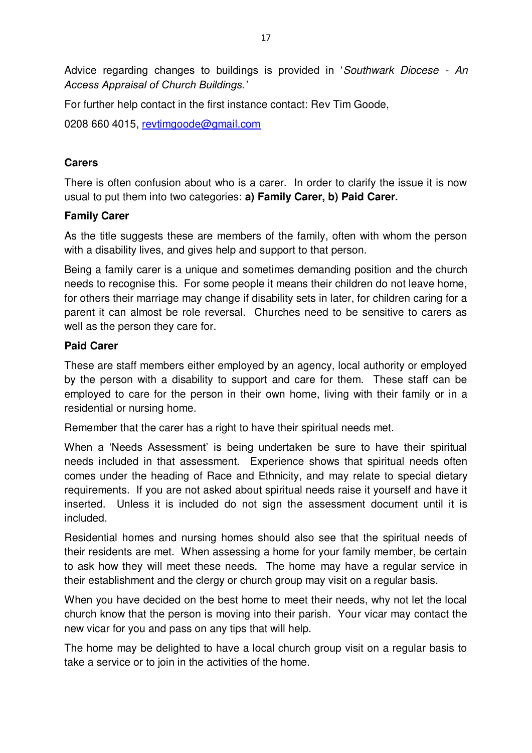Advice regarding changes to buildings is provided in '*Southwark Diocese - An Access Appraisal of Church Buildings.*'

For further help contact in the first instance contact: Rev Tim Goode,

0208 660 4015, revtimgoode@gmail.com

## Carers

There is often confusion about who is a carer. In order to clarify the issue it is now usual to put them into two categories: **a) Family Carer, b) Paid Carer.**

### Family Carer

As the title suggests these are members of the family, often with whom the person with a disability lives, and gives help and support to that person.

Being a family carer is a unique and sometimes demanding position and the church needs to recognise this. For some people it means their children do not leave home, for others their marriage may change if disability sets in later, for children caring for a parent it can almost be role reversal. Churches need to be sensitive to carers as well as the person they care for.

### Paid Carer

These are staff members either employed by an agency, local authority or employed by the person with a disability to support and care for them. These staff can be employed to care for the person in their own home, living with their family or in a residential or nursing home.

Remember that the carer has a right to have their spiritual needs met.

When a 'Needs Assessment' is being undertaken be sure to have their spiritual needs included in that assessment. Experience shows that spiritual needs often comes under the heading of Race and Ethnicity, and may relate to special dietary requirements. If you are not asked about spiritual needs raise it yourself and have it inserted. Unless it is included do not sign the assessment document until it is included.

Residential homes and nursing homes should also see that the spiritual needs of their residents are met. When assessing a home for your family member, be certain to ask how they will meet these needs. The home may have a regular service in their establishment and the clergy or church group may visit on a regular basis.

When you have decided on the best home to meet their needs, why not let the local church know that the person is moving into their parish. Your vicar may contact the new vicar for you and pass on any tips that will help.

The home may be delighted to have a local church group visit on a regular basis to take a service or to join in the activities of the home.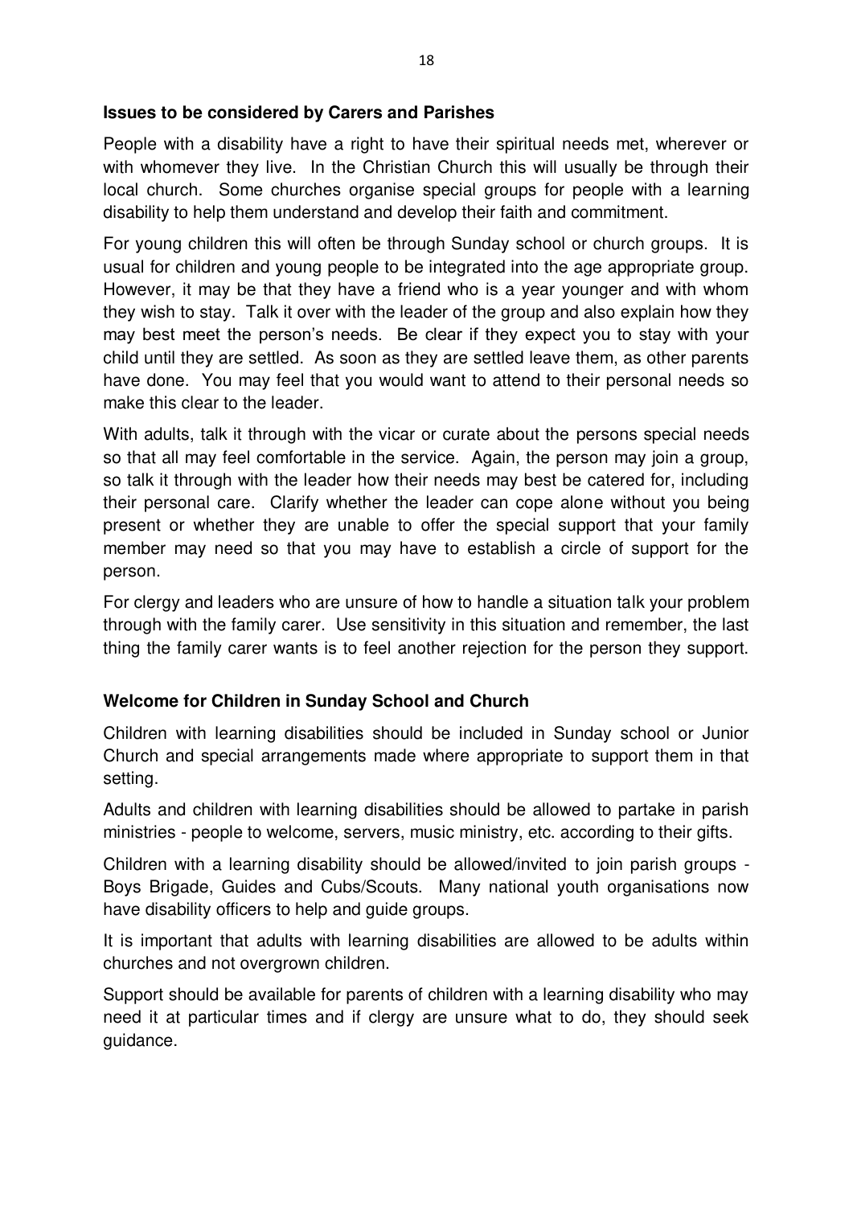**Issues to be considered by Carers and Parishes**

People with a disability have a right to have their spiritual needs met, wherever or with whomever they live. In the Christian Church this will usually be through their local church. Some churches organise special groups for people with a learning disability to help them understand and develop their faith and commitment.

For young children this will often be through Sunday school or church groups. It is usual for children and young people to be integrated into the age appropriate group. However, it may be that they have a friend who is a year younger and with whom they wish to stay. Talk it over with the leader of the group and also explain how they may best meet the person's needs. Be clear if they expect you to stay with your child until they are settled. As soon as they are settled leave them, as other parents have done. You may feel that you would want to attend to their personal needs so make this clear to the leader.

With adults, talk it through with the vicar or curate about the persons special needs so that all may feel comfortable in the service. Again, the person may join a group, so talk it through with the leader how their needs may best be catered for, including their personal care. Clarify whether the leader can cope alone without you being present or whether they are unable to offer the special support that your family member may need so that you may have to establish a circle of support for the person.

For clergy and leaders who are unsure of how to handle a situation talk your problem through with the family carer. Use sensitivity in this situation and remember, the last thing the family carer wants is to feel another rejection for the person they support.

**Welcome for Children in Sunday School and Church**

Children with learning disabilities should be included in Sunday school or Junior Church and special arrangements made where appropriate to support them in that setting.

Adults and children with learning disabilities should be allowed to partake in parish ministries - people to welcome, servers, music ministry, etc. according to their gifts.

Children with a learning disability should be allowed/invited to join parish groups - Boys Brigade, Guides and Cubs/Scouts. Many national youth organisations now have disability officers to help and guide groups.

It is important that adults with learning disabilities are allowed to be adults within churches and not overgrown children.

Support should be available for parents of children with a learning disability who may need it at particular times and if clergy are unsure what to do, they should seek guidance.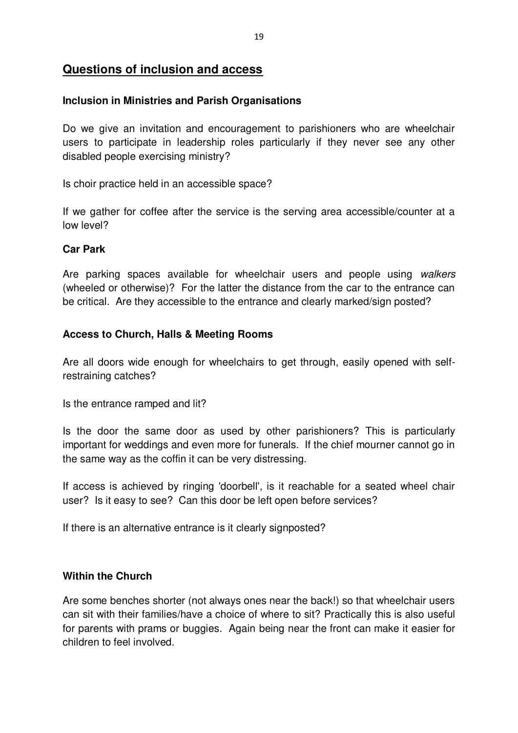## Questions of inclusion and access

### Inclusion in Ministries and Parish Organisations

Do we give an invitation and encouragement to parishioners who are wheelchair users to participate in leadership roles particularly if they never see any other disabled people exercising ministry?

Is choir practice held in an accessible space?

If we gather for coffee after the service is the serving area accessible/counter at a low level?

### Car Park

Are parking spaces available for wheelchair users and people using *walkers* (wheeled or otherwise)? For the latter the distance from the car to the entrance can be critical. Are they accessible to the entrance and clearly marked/sign posted?

### Access to Church, Halls & Meeting Rooms

Are all doors wide enough for wheelchairs to get through, easily opened with self-restraining catches?

Is the entrance ramped and lit?

Is the door the same door as used by other parishioners? This is particularly important for weddings and even more for funerals. If the chief mourner cannot go in the same way as the coffin it can be very distressing.

If access is achieved by ringing 'doorbell', is it reachable for a seated wheel chair user? Is it easy to see? Can this door be left open before services?

If there is an alternative entrance is it clearly signposted?

### Within the Church

Are some benches shorter (not always ones near the back!) so that wheelchair users can sit with their families/have a choice of where to sit? Practically this is also useful for parents with prams or buggies. Again being near the front can make it easier for children to feel involved.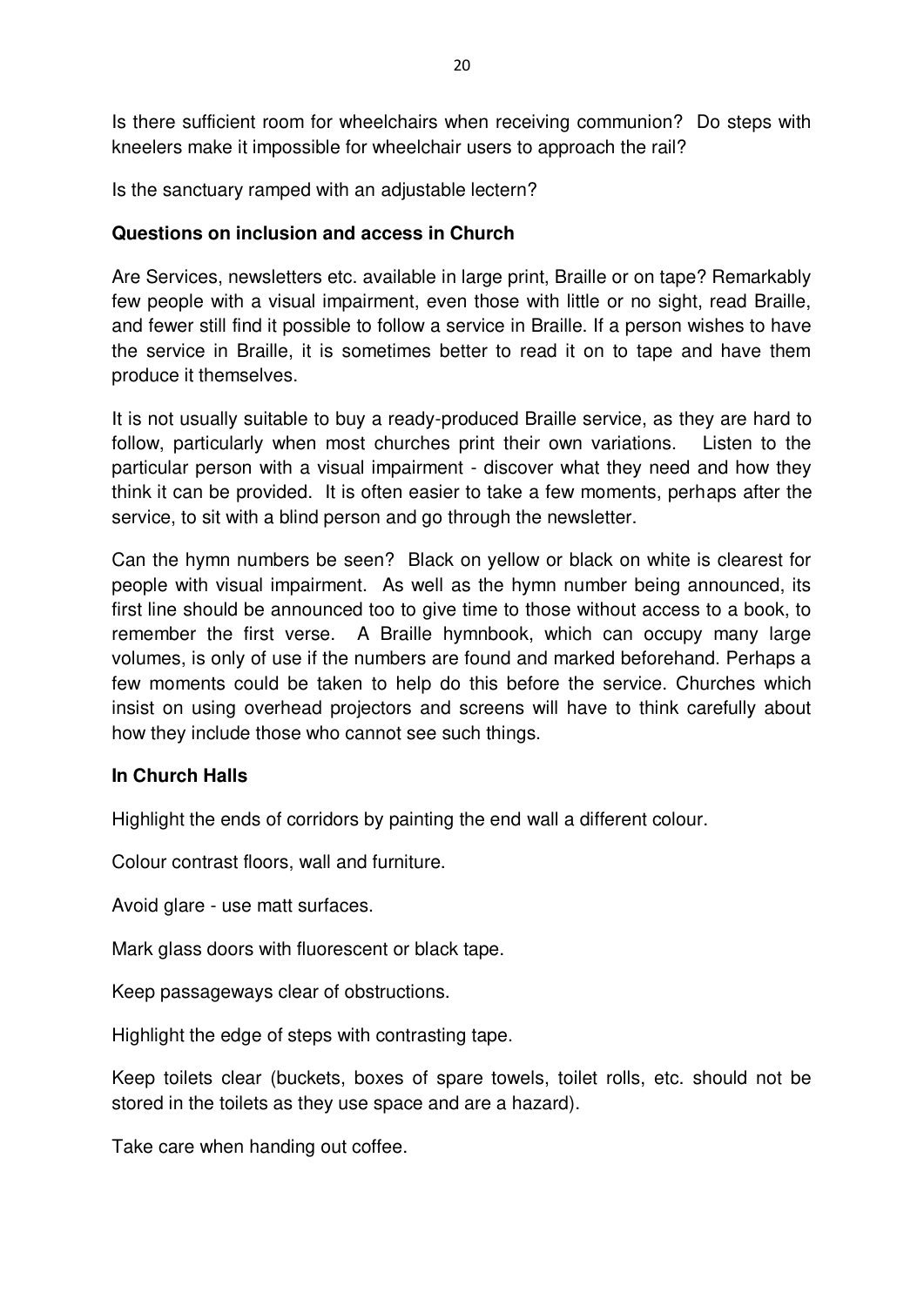Is there sufficient room for wheelchairs when receiving communion? Do steps with kneelers make it impossible for wheelchair users to approach the rail?

Is the sanctuary ramped with an adjustable lectern?

**Questions on inclusion and access in Church**

Are Services, newsletters etc. available in large print, Braille or on tape? Remarkably few people with a visual impairment, even those with little or no sight, read Braille, and fewer still find it possible to follow a service in Braille. If a person wishes to have the service in Braille, it is sometimes better to read it on to tape and have them produce it themselves.

It is not usually suitable to buy a ready-produced Braille service, as they are hard to follow, particularly when most churches print their own variations. Listen to the particular person with a visual impairment - discover what they need and how they think it can be provided. It is often easier to take a few moments, perhaps after the service, to sit with a blind person and go through the newsletter.

Can the hymn numbers be seen? Black on yellow or black on white is clearest for people with visual impairment. As well as the hymn number being announced, its first line should be announced too to give time to those without access to a book, to remember the first verse. A Braille hymnbook, which can occupy many large volumes, is only of use if the numbers are found and marked beforehand. Perhaps a few moments could be taken to help do this before the service. Churches which insist on using overhead projectors and screens will have to think carefully about how they include those who cannot see such things.

**In Church Halls**

Highlight the ends of corridors by painting the end wall a different colour.

Colour contrast floors, wall and furniture.

Avoid glare - use matt surfaces.

Mark glass doors with fluorescent or black tape.

Keep passageways clear of obstructions.

Highlight the edge of steps with contrasting tape.

Keep toilets clear (buckets, boxes of spare towels, toilet rolls, etc. should not be stored in the toilets as they use space and are a hazard).

Take care when handing out coffee.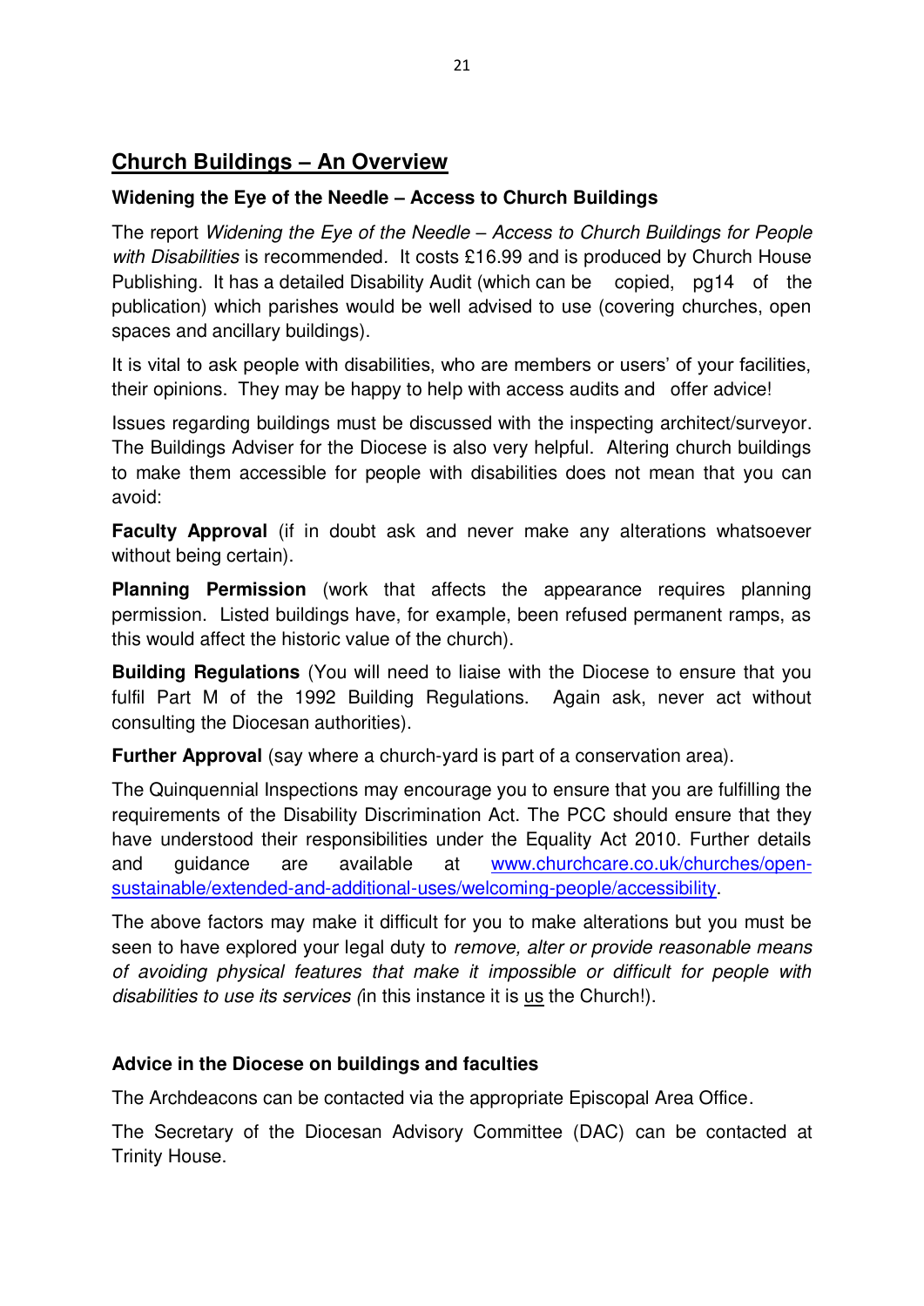## Church Buildings – An Overview

### Widening the Eye of the Needle – Access to Church Buildings

The report *Widening the Eye of the Needle – Access to Church Buildings for People with Disabilities* is recommended. It costs £16.99 and is produced by Church House Publishing. It has a detailed Disability Audit (which can be copied, pg14 of the publication) which parishes would be well advised to use (covering churches, open spaces and ancillary buildings).

It is vital to ask people with disabilities, who are members or users' of your facilities, their opinions. They may be happy to help with access audits and offer advice!

Issues regarding buildings must be discussed with the inspecting architect/surveyor. The Buildings Adviser for the Diocese is also very helpful. Altering church buildings to make them accessible for people with disabilities does not mean that you can avoid:

**Faculty Approval** (if in doubt ask and never make any alterations whatsoever without being certain).

**Planning Permission** (work that affects the appearance requires planning permission. Listed buildings have, for example, been refused permanent ramps, as this would affect the historic value of the church).

**Building Regulations** (You will need to liaise with the Diocese to ensure that you fulfil Part M of the 1992 Building Regulations. Again ask, never act without consulting the Diocesan authorities).

**Further Approval** (say where a church-yard is part of a conservation area).

The Quinquennial Inspections may encourage you to ensure that you are fulfilling the requirements of the Disability Discrimination Act. The PCC should ensure that they have understood their responsibilities under the Equality Act 2010. Further details and guidance are available at [www.churchcare.co.uk/churches/open-sustainable/extended-and-additional-uses/welcoming-people/accessibility](www.churchcare.co.uk/churches/open-sustainable/extended-and-additional-uses/welcoming-people/accessibility).

The above factors may make it difficult for you to make alterations but you must be seen to have explored your legal duty to *remove, alter or provide reasonable means of avoiding physical features that make it impossible or difficult for people with disabilities to use its services (*in this instance it is <u>us</u> the Church!).

### Advice in the Diocese on buildings and faculties

The Archdeacons can be contacted via the appropriate Episcopal Area Office.

The Secretary of the Diocesan Advisory Committee (DAC) can be contacted at Trinity House.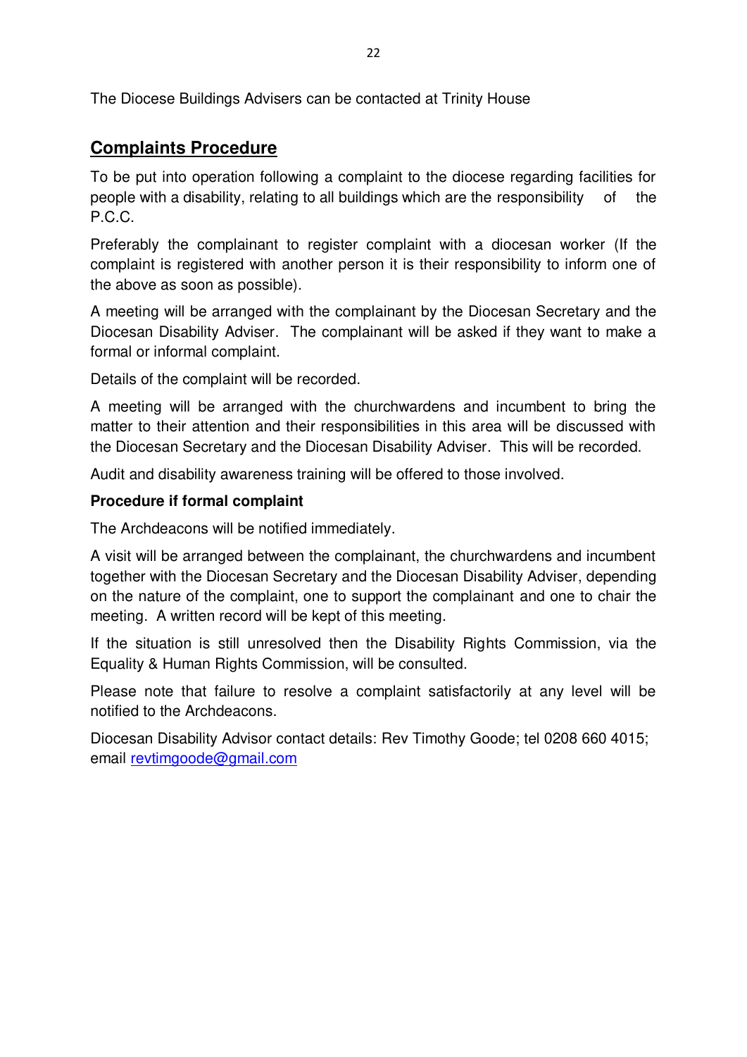The Diocese Buildings Advisers can be contacted at Trinity House

## Complaints Procedure

To be put into operation following a complaint to the diocese regarding facilities for people with a disability, relating to all buildings which are the responsibility of the P.C.C.

Preferably the complainant to register complaint with a diocesan worker (If the complaint is registered with another person it is their responsibility to inform one of the above as soon as possible).

A meeting will be arranged with the complainant by the Diocesan Secretary and the Diocesan Disability Adviser. The complainant will be asked if they want to make a formal or informal complaint.

Details of the complaint will be recorded.

A meeting will be arranged with the churchwardens and incumbent to bring the matter to their attention and their responsibilities in this area will be discussed with the Diocesan Secretary and the Diocesan Disability Adviser. This will be recorded.

Audit and disability awareness training will be offered to those involved.

**Procedure if formal complaint**

The Archdeacons will be notified immediately.

A visit will be arranged between the complainant, the churchwardens and incumbent together with the Diocesan Secretary and the Diocesan Disability Adviser, depending on the nature of the complaint, one to support the complainant and one to chair the meeting. A written record will be kept of this meeting.

If the situation is still unresolved then the Disability Rights Commission, via the Equality & Human Rights Commission, will be consulted.

Please note that failure to resolve a complaint satisfactorily at any level will be notified to the Archdeacons.

Diocesan Disability Advisor contact details: Rev Timothy Goode; tel 0208 660 4015; email revtimgoode@gmail.com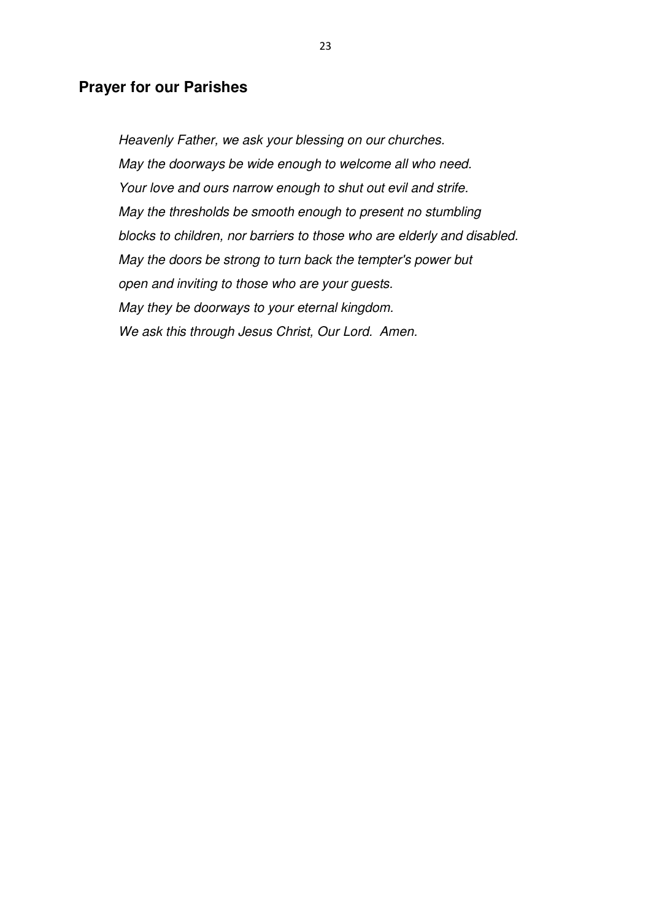## Prayer for our Parishes

*Heavenly Father, we ask your blessing on our churches.*
*May the doorways be wide enough to welcome all who need.*
*Your love and ours narrow enough to shut out evil and strife.*
*May the thresholds be smooth enough to present no stumbling blocks to children, nor barriers to those who are elderly and disabled.*
*May the doors be strong to turn back the tempter's power but open and inviting to those who are your guests.*
*May they be doorways to your eternal kingdom.*
*We ask this through Jesus Christ, Our Lord. Amen.*